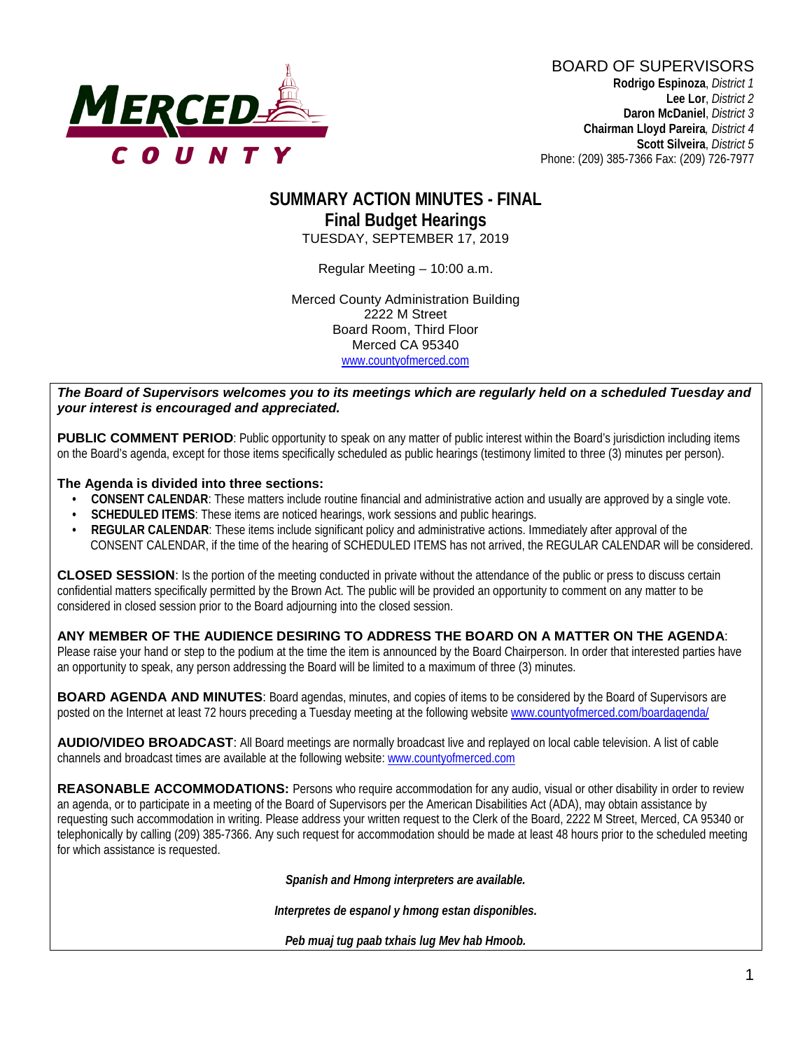MERCED COUNTY

BOARD OF SUPERVISORS

**Rodrigo Espinoza**, *District 1*
**Lee Lor**, *District 2*
**Daron McDaniel**, *District 3*
**Chairman Lloyd Pareira**, *District 4*
**Scott Silveira**, *District 5*
Phone: (209) 385-7366 Fax: (209) 726-7977

# SUMMARY ACTION MINUTES - FINAL
## Final Budget Hearings

TUESDAY, SEPTEMBER 17, 2019

Regular Meeting – 10:00 a.m.

Merced County Administration Building
2222 M Street
Board Room, Third Floor
Merced CA 95340
www.countyofmerced.com

***The Board of Supervisors welcomes you to its meetings which are regularly held on a scheduled Tuesday and your interest is encouraged and appreciated.***

**PUBLIC COMMENT PERIOD**: Public opportunity to speak on any matter of public interest within the Board's jurisdiction including items on the Board's agenda, except for those items specifically scheduled as public hearings (testimony limited to three (3) minutes per person).

**The Agenda is divided into three sections:**

- **CONSENT CALENDAR**: These matters include routine financial and administrative action and usually are approved by a single vote.
- **SCHEDULED ITEMS**: These items are noticed hearings, work sessions and public hearings.
- **REGULAR CALENDAR**: These items include significant policy and administrative actions. Immediately after approval of the CONSENT CALENDAR, if the time of the hearing of SCHEDULED ITEMS has not arrived, the REGULAR CALENDAR will be considered.

**CLOSED SESSION**: Is the portion of the meeting conducted in private without the attendance of the public or press to discuss certain confidential matters specifically permitted by the Brown Act. The public will be provided an opportunity to comment on any matter to be considered in closed session prior to the Board adjourning into the closed session.

**ANY MEMBER OF THE AUDIENCE DESIRING TO ADDRESS THE BOARD ON A MATTER ON THE AGENDA**: Please raise your hand or step to the podium at the time the item is announced by the Board Chairperson. In order that interested parties have an opportunity to speak, any person addressing the Board will be limited to a maximum of three (3) minutes.

**BOARD AGENDA AND MINUTES**: Board agendas, minutes, and copies of items to be considered by the Board of Supervisors are posted on the Internet at least 72 hours preceding a Tuesday meeting at the following website www.countyofmerced.com/boardagenda/

**AUDIO/VIDEO BROADCAST**: All Board meetings are normally broadcast live and replayed on local cable television. A list of cable channels and broadcast times are available at the following website: www.countyofmerced.com

**REASONABLE ACCOMMODATIONS:** Persons who require accommodation for any audio, visual or other disability in order to review an agenda, or to participate in a meeting of the Board of Supervisors per the American Disabilities Act (ADA), may obtain assistance by requesting such accommodation in writing. Please address your written request to the Clerk of the Board, 2222 M Street, Merced, CA 95340 or telephonically by calling (209) 385-7366. Any such request for accommodation should be made at least 48 hours prior to the scheduled meeting for which assistance is requested.

***Spanish and Hmong interpreters are available.***

***Interpretes de espanol y hmong estan disponibles.***

***Peb muaj tug paab txhais lug Mev hab Hmoob.***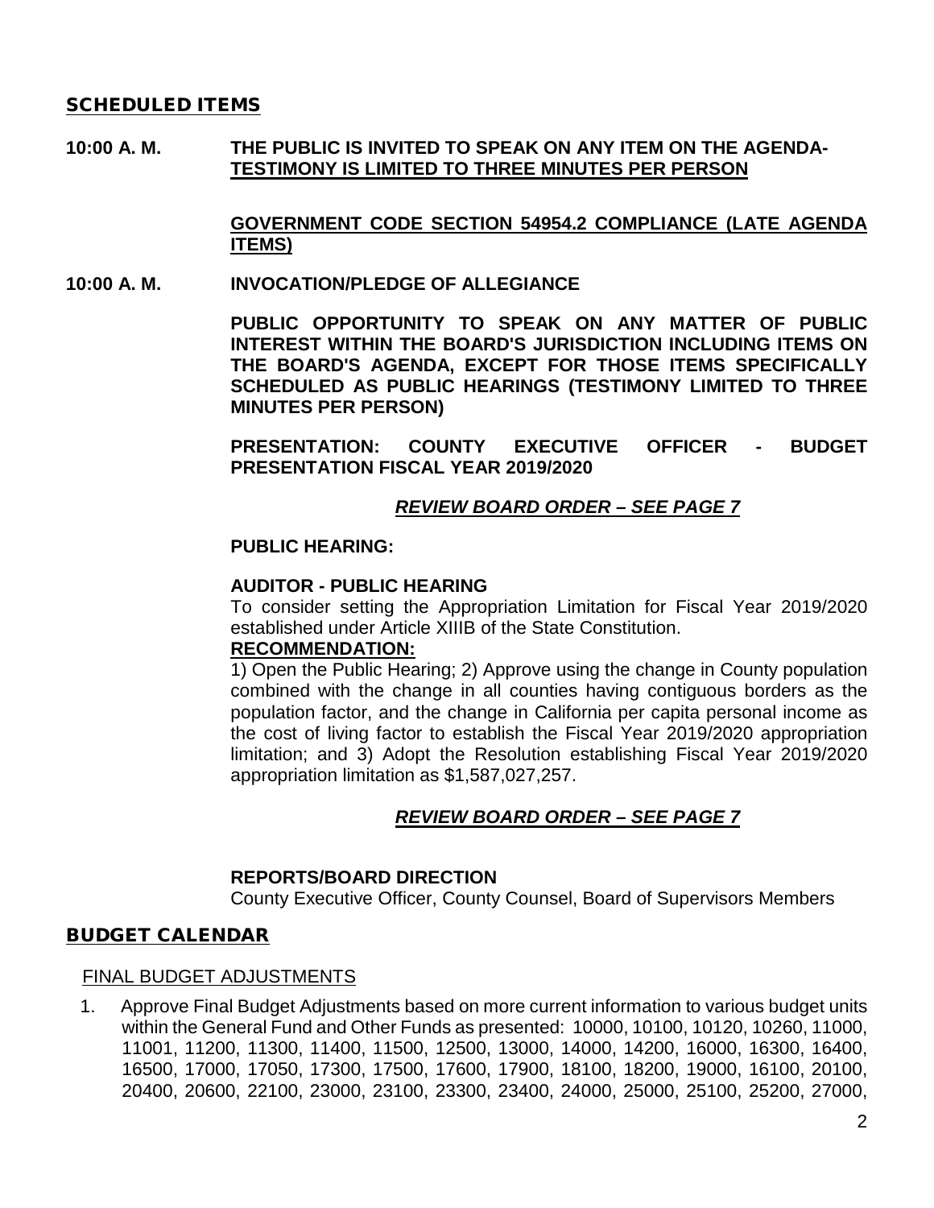## SCHEDULED ITEMS

**10:00 A. M.** **THE PUBLIC IS INVITED TO SPEAK ON ANY ITEM ON THE AGENDA-TESTIMONY IS LIMITED TO THREE MINUTES PER PERSON**

**GOVERNMENT CODE SECTION 54954.2 COMPLIANCE (LATE AGENDA ITEMS)**

**10:00 A. M.** **INVOCATION/PLEDGE OF ALLEGIANCE**

**PUBLIC OPPORTUNITY TO SPEAK ON ANY MATTER OF PUBLIC INTEREST WITHIN THE BOARD'S JURISDICTION INCLUDING ITEMS ON THE BOARD'S AGENDA, EXCEPT FOR THOSE ITEMS SPECIFICALLY SCHEDULED AS PUBLIC HEARINGS (TESTIMONY LIMITED TO THREE MINUTES PER PERSON)**

**PRESENTATION: COUNTY EXECUTIVE OFFICER - BUDGET PRESENTATION FISCAL YEAR 2019/2020**

***REVIEW BOARD ORDER – SEE PAGE 7***

**PUBLIC HEARING:**

**AUDITOR - PUBLIC HEARING**

To consider setting the Appropriation Limitation for Fiscal Year 2019/2020 established under Article XIIIB of the State Constitution.

**RECOMMENDATION:**

1) Open the Public Hearing; 2) Approve using the change in County population combined with the change in all counties having contiguous borders as the population factor, and the change in California per capita personal income as the cost of living factor to establish the Fiscal Year 2019/2020 appropriation limitation; and 3) Adopt the Resolution establishing Fiscal Year 2019/2020 appropriation limitation as $1,587,027,257.

***REVIEW BOARD ORDER – SEE PAGE 7***

**REPORTS/BOARD DIRECTION**

County Executive Officer, County Counsel, Board of Supervisors Members

## BUDGET CALENDAR

FINAL BUDGET ADJUSTMENTS

1. Approve Final Budget Adjustments based on more current information to various budget units within the General Fund and Other Funds as presented: 10000, 10100, 10120, 10260, 11000, 11001, 11200, 11300, 11400, 11500, 12500, 13000, 14000, 14200, 16000, 16300, 16400, 16500, 17000, 17050, 17300, 17500, 17600, 17900, 18100, 18200, 19000, 16100, 20100, 20400, 20600, 22100, 23000, 23100, 23300, 23400, 24000, 25000, 25100, 25200, 27000,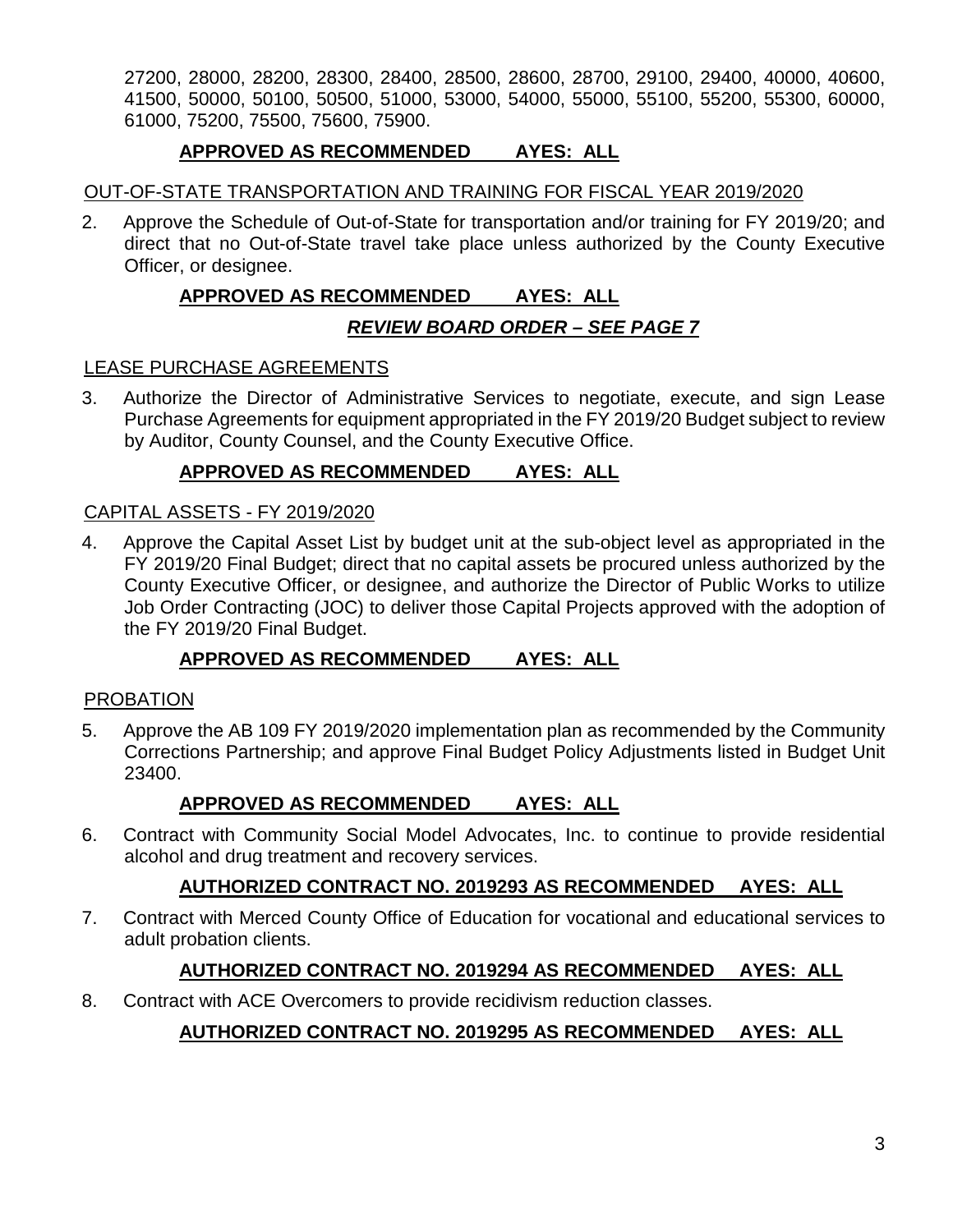27200, 28000, 28200, 28300, 28400, 28500, 28600, 28700, 29100, 29400, 40000, 40600, 41500, 50000, 50100, 50500, 51000, 53000, 54000, 55000, 55100, 55200, 55300, 60000, 61000, 75200, 75500, 75600, 75900.

**APPROVED AS RECOMMENDED AYES: ALL**

OUT-OF-STATE TRANSPORTATION AND TRAINING FOR FISCAL YEAR 2019/2020

2. Approve the Schedule of Out-of-State for transportation and/or training for FY 2019/20; and direct that no Out-of-State travel take place unless authorized by the County Executive Officer, or designee.

**APPROVED AS RECOMMENDED AYES: ALL**

***REVIEW BOARD ORDER – SEE PAGE 7***

LEASE PURCHASE AGREEMENTS

3. Authorize the Director of Administrative Services to negotiate, execute, and sign Lease Purchase Agreements for equipment appropriated in the FY 2019/20 Budget subject to review by Auditor, County Counsel, and the County Executive Office.

**APPROVED AS RECOMMENDED AYES: ALL**

CAPITAL ASSETS - FY 2019/2020

4. Approve the Capital Asset List by budget unit at the sub-object level as appropriated in the FY 2019/20 Final Budget; direct that no capital assets be procured unless authorized by the County Executive Officer, or designee, and authorize the Director of Public Works to utilize Job Order Contracting (JOC) to deliver those Capital Projects approved with the adoption of the FY 2019/20 Final Budget.

**APPROVED AS RECOMMENDED AYES: ALL**

PROBATION

5. Approve the AB 109 FY 2019/2020 implementation plan as recommended by the Community Corrections Partnership; and approve Final Budget Policy Adjustments listed in Budget Unit 23400.

**APPROVED AS RECOMMENDED AYES: ALL**

6. Contract with Community Social Model Advocates, Inc. to continue to provide residential alcohol and drug treatment and recovery services.

**AUTHORIZED CONTRACT NO. 2019293 AS RECOMMENDED AYES: ALL**

7. Contract with Merced County Office of Education for vocational and educational services to adult probation clients.

**AUTHORIZED CONTRACT NO. 2019294 AS RECOMMENDED AYES: ALL**

8. Contract with ACE Overcomers to provide recidivism reduction classes.

**AUTHORIZED CONTRACT NO. 2019295 AS RECOMMENDED AYES: ALL**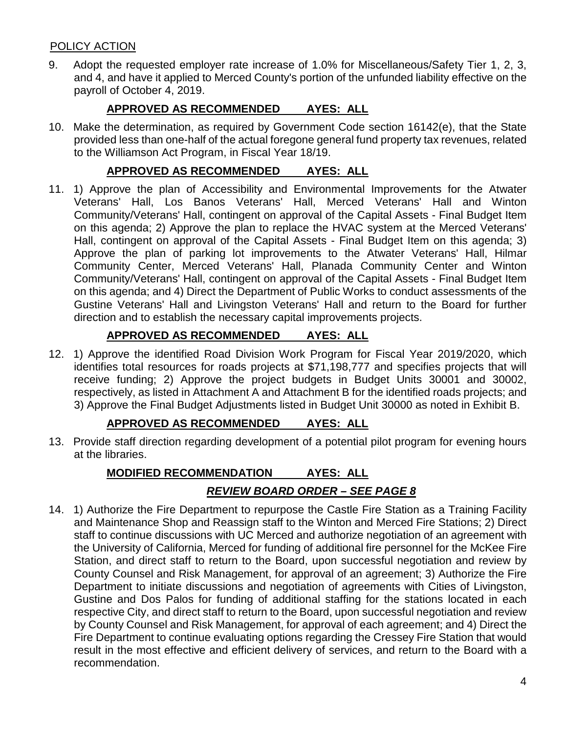POLICY ACTION

9. Adopt the requested employer rate increase of 1.0% for Miscellaneous/Safety Tier 1, 2, 3, and 4, and have it applied to Merced County's portion of the unfunded liability effective on the payroll of October 4, 2019.

   **APPROVED AS RECOMMENDED AYES: ALL**

10. Make the determination, as required by Government Code section 16142(e), that the State provided less than one-half of the actual foregone general fund property tax revenues, related to the Williamson Act Program, in Fiscal Year 18/19.

    **APPROVED AS RECOMMENDED AYES: ALL**

11. 1) Approve the plan of Accessibility and Environmental Improvements for the Atwater Veterans' Hall, Los Banos Veterans' Hall, Merced Veterans' Hall and Winton Community/Veterans' Hall, contingent on approval of the Capital Assets - Final Budget Item on this agenda; 2) Approve the plan to replace the HVAC system at the Merced Veterans' Hall, contingent on approval of the Capital Assets - Final Budget Item on this agenda; 3) Approve the plan of parking lot improvements to the Atwater Veterans' Hall, Hilmar Community Center, Merced Veterans' Hall, Planada Community Center and Winton Community/Veterans' Hall, contingent on approval of the Capital Assets - Final Budget Item on this agenda; and 4) Direct the Department of Public Works to conduct assessments of the Gustine Veterans' Hall and Livingston Veterans' Hall and return to the Board for further direction and to establish the necessary capital improvements projects.

    **APPROVED AS RECOMMENDED AYES: ALL**

12. 1) Approve the identified Road Division Work Program for Fiscal Year 2019/2020, which identifies total resources for roads projects at $71,198,777 and specifies projects that will receive funding; 2) Approve the project budgets in Budget Units 30001 and 30002, respectively, as listed in Attachment A and Attachment B for the identified roads projects; and 3) Approve the Final Budget Adjustments listed in Budget Unit 30000 as noted in Exhibit B.

    **APPROVED AS RECOMMENDED AYES: ALL**

13. Provide staff direction regarding development of a potential pilot program for evening hours at the libraries.

    **MODIFIED RECOMMENDATION AYES: ALL**

    ***REVIEW BOARD ORDER – SEE PAGE 8***

14. 1) Authorize the Fire Department to repurpose the Castle Fire Station as a Training Facility and Maintenance Shop and Reassign staff to the Winton and Merced Fire Stations; 2) Direct staff to continue discussions with UC Merced and authorize negotiation of an agreement with the University of California, Merced for funding of additional fire personnel for the McKee Fire Station, and direct staff to return to the Board, upon successful negotiation and review by County Counsel and Risk Management, for approval of an agreement; 3) Authorize the Fire Department to initiate discussions and negotiation of agreements with Cities of Livingston, Gustine and Dos Palos for funding of additional staffing for the stations located in each respective City, and direct staff to return to the Board, upon successful negotiation and review by County Counsel and Risk Management, for approval of each agreement; and 4) Direct the Fire Department to continue evaluating options regarding the Cressey Fire Station that would result in the most effective and efficient delivery of services, and return to the Board with a recommendation.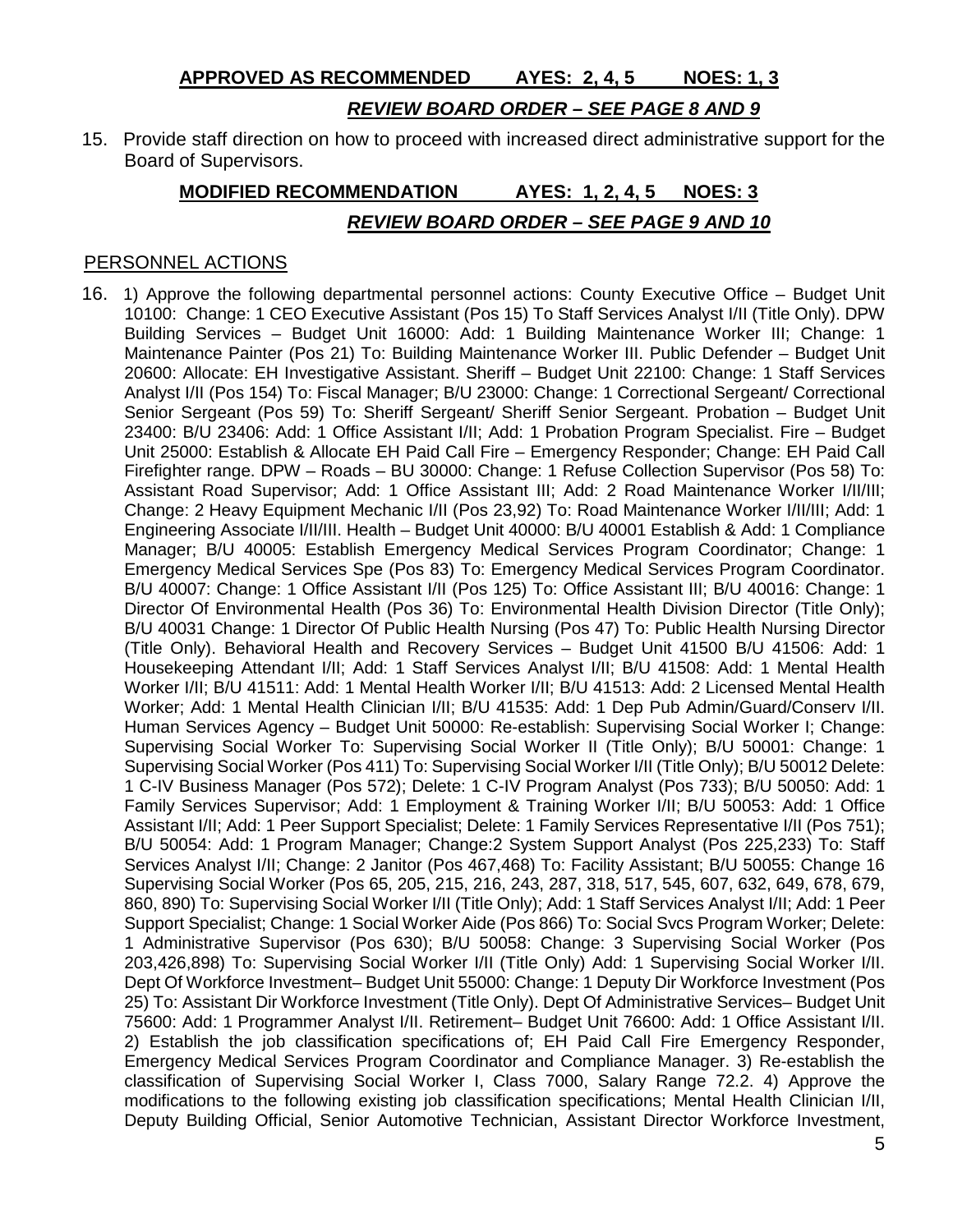**APPROVED AS RECOMMENDED AYES: 2, 4, 5 NOES: 1, 3**

***REVIEW BOARD ORDER – SEE PAGE 8 AND 9***

15. Provide staff direction on how to proceed with increased direct administrative support for the Board of Supervisors.

**MODIFIED RECOMMENDATION AYES: 1, 2, 4, 5 NOES: 3**

***REVIEW BOARD ORDER – SEE PAGE 9 AND 10***

PERSONNEL ACTIONS

16. 1) Approve the following departmental personnel actions: County Executive Office – Budget Unit 10100: Change: 1 CEO Executive Assistant (Pos 15) To Staff Services Analyst I/II (Title Only). DPW Building Services – Budget Unit 16000: Add: 1 Building Maintenance Worker III; Change: 1 Maintenance Painter (Pos 21) To: Building Maintenance Worker III. Public Defender – Budget Unit 20600: Allocate: EH Investigative Assistant. Sheriff – Budget Unit 22100: Change: 1 Staff Services Analyst I/II (Pos 154) To: Fiscal Manager; B/U 23000: Change: 1 Correctional Sergeant/ Correctional Senior Sergeant (Pos 59) To: Sheriff Sergeant/ Sheriff Senior Sergeant. Probation – Budget Unit 23400: B/U 23406: Add: 1 Office Assistant I/II; Add: 1 Probation Program Specialist. Fire – Budget Unit 25000: Establish & Allocate EH Paid Call Fire – Emergency Responder; Change: EH Paid Call Firefighter range. DPW – Roads – BU 30000: Change: 1 Refuse Collection Supervisor (Pos 58) To: Assistant Road Supervisor; Add: 1 Office Assistant III; Add: 2 Road Maintenance Worker I/II/III; Change: 2 Heavy Equipment Mechanic I/II (Pos 23,92) To: Road Maintenance Worker I/II/III; Add: 1 Engineering Associate I/II/III. Health – Budget Unit 40000: B/U 40001 Establish & Add: 1 Compliance Manager; B/U 40005: Establish Emergency Medical Services Program Coordinator; Change: 1 Emergency Medical Services Spe (Pos 83) To: Emergency Medical Services Program Coordinator. B/U 40007: Change: 1 Office Assistant I/II (Pos 125) To: Office Assistant III; B/U 40016: Change: 1 Director Of Environmental Health (Pos 36) To: Environmental Health Division Director (Title Only); B/U 40031 Change: 1 Director Of Public Health Nursing (Pos 47) To: Public Health Nursing Director (Title Only). Behavioral Health and Recovery Services – Budget Unit 41500 B/U 41506: Add: 1 Housekeeping Attendant I/II; Add: 1 Staff Services Analyst I/II; B/U 41508: Add: 1 Mental Health Worker I/II; B/U 41511: Add: 1 Mental Health Worker I/II; B/U 41513: Add: 2 Licensed Mental Health Worker; Add: 1 Mental Health Clinician I/II; B/U 41535: Add: 1 Dep Pub Admin/Guard/Conserv I/II. Human Services Agency – Budget Unit 50000: Re-establish: Supervising Social Worker I; Change: Supervising Social Worker To: Supervising Social Worker II (Title Only); B/U 50001: Change: 1 Supervising Social Worker (Pos 411) To: Supervising Social Worker I/II (Title Only); B/U 50012 Delete: 1 C-IV Business Manager (Pos 572); Delete: 1 C-IV Program Analyst (Pos 733); B/U 50050: Add: 1 Family Services Supervisor; Add: 1 Employment & Training Worker I/II; B/U 50053: Add: 1 Office Assistant I/II; Add: 1 Peer Support Specialist; Delete: 1 Family Services Representative I/II (Pos 751); B/U 50054: Add: 1 Program Manager; Change:2 System Support Analyst (Pos 225,233) To: Staff Services Analyst I/II; Change: 2 Janitor (Pos 467,468) To: Facility Assistant; B/U 50055: Change 16 Supervising Social Worker (Pos 65, 205, 215, 216, 243, 287, 318, 517, 545, 607, 632, 649, 678, 679, 860, 890) To: Supervising Social Worker I/II (Title Only); Add: 1 Staff Services Analyst I/II; Add: 1 Peer Support Specialist; Change: 1 Social Worker Aide (Pos 866) To: Social Svcs Program Worker; Delete: 1 Administrative Supervisor (Pos 630); B/U 50058: Change: 3 Supervising Social Worker (Pos 203,426,898) To: Supervising Social Worker I/II (Title Only) Add: 1 Supervising Social Worker I/II. Dept Of Workforce Investment– Budget Unit 55000: Change: 1 Deputy Dir Workforce Investment (Pos 25) To: Assistant Dir Workforce Investment (Title Only). Dept Of Administrative Services– Budget Unit 75600: Add: 1 Programmer Analyst I/II. Retirement– Budget Unit 76600: Add: 1 Office Assistant I/II. 2) Establish the job classification specifications of; EH Paid Call Fire Emergency Responder, Emergency Medical Services Program Coordinator and Compliance Manager. 3) Re-establish the classification of Supervising Social Worker I, Class 7000, Salary Range 72.2. 4) Approve the modifications to the following existing job classification specifications; Mental Health Clinician I/II, Deputy Building Official, Senior Automotive Technician, Assistant Director Workforce Investment,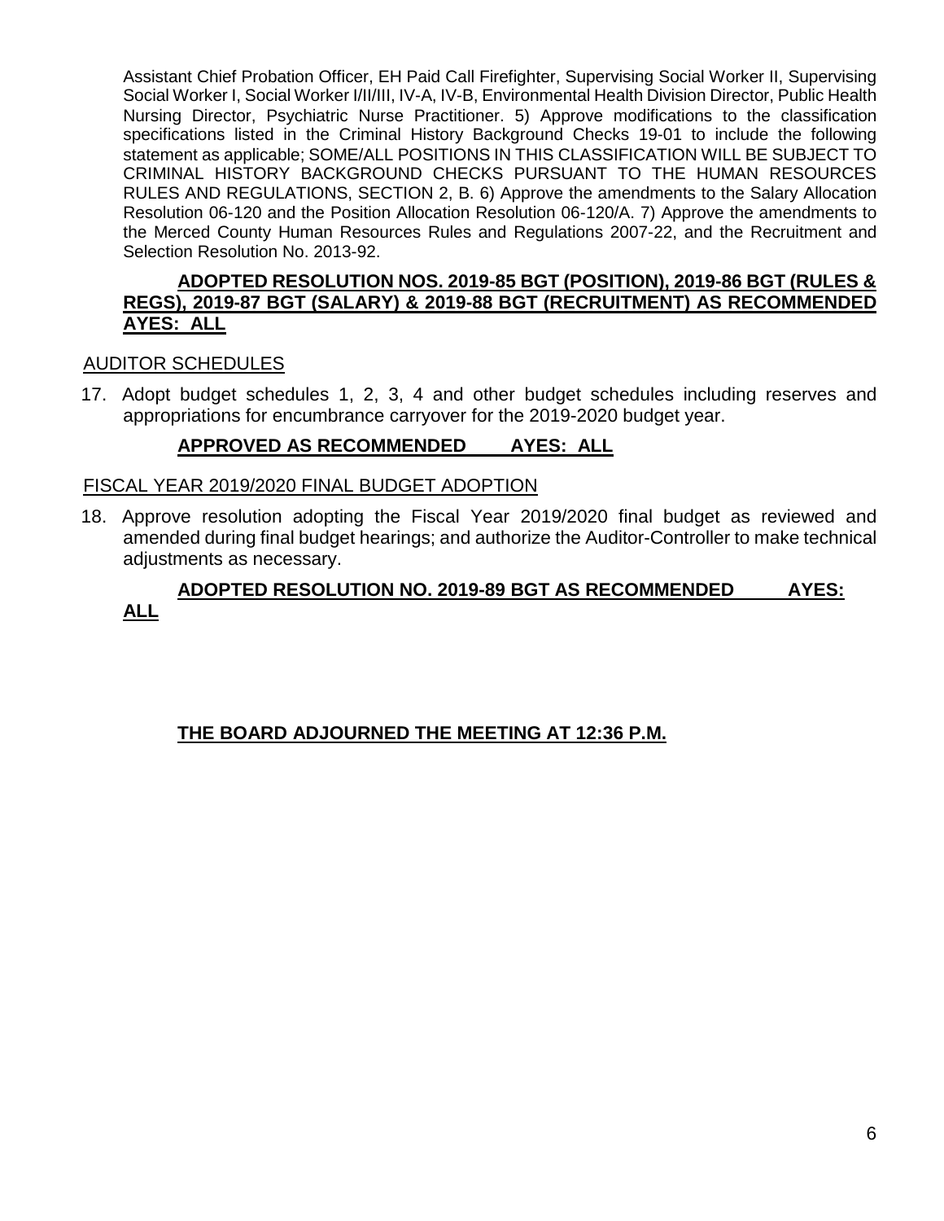Assistant Chief Probation Officer, EH Paid Call Firefighter, Supervising Social Worker II, Supervising Social Worker I, Social Worker I/II/III, IV-A, IV-B, Environmental Health Division Director, Public Health Nursing Director, Psychiatric Nurse Practitioner. 5) Approve modifications to the classification specifications listed in the Criminal History Background Checks 19-01 to include the following statement as applicable; SOME/ALL POSITIONS IN THIS CLASSIFICATION WILL BE SUBJECT TO CRIMINAL HISTORY BACKGROUND CHECKS PURSUANT TO THE HUMAN RESOURCES RULES AND REGULATIONS, SECTION 2, B. 6) Approve the amendments to the Salary Allocation Resolution 06-120 and the Position Allocation Resolution 06-120/A. 7) Approve the amendments to the Merced County Human Resources Rules and Regulations 2007-22, and the Recruitment and Selection Resolution No. 2013-92.

**ADOPTED RESOLUTION NOS. 2019-85 BGT (POSITION), 2019-86 BGT (RULES & REGS), 2019-87 BGT (SALARY) & 2019-88 BGT (RECRUITMENT) AS RECOMMENDED AYES: ALL**

AUDITOR SCHEDULES

17. Adopt budget schedules 1, 2, 3, 4 and other budget schedules including reserves and appropriations for encumbrance carryover for the 2019-2020 budget year.

**APPROVED AS RECOMMENDED AYES: ALL**

FISCAL YEAR 2019/2020 FINAL BUDGET ADOPTION

18. Approve resolution adopting the Fiscal Year 2019/2020 final budget as reviewed and amended during final budget hearings; and authorize the Auditor-Controller to make technical adjustments as necessary.

**ADOPTED RESOLUTION NO. 2019-89 BGT AS RECOMMENDED AYES: ALL**

**THE BOARD ADJOURNED THE MEETING AT 12:36 P.M.**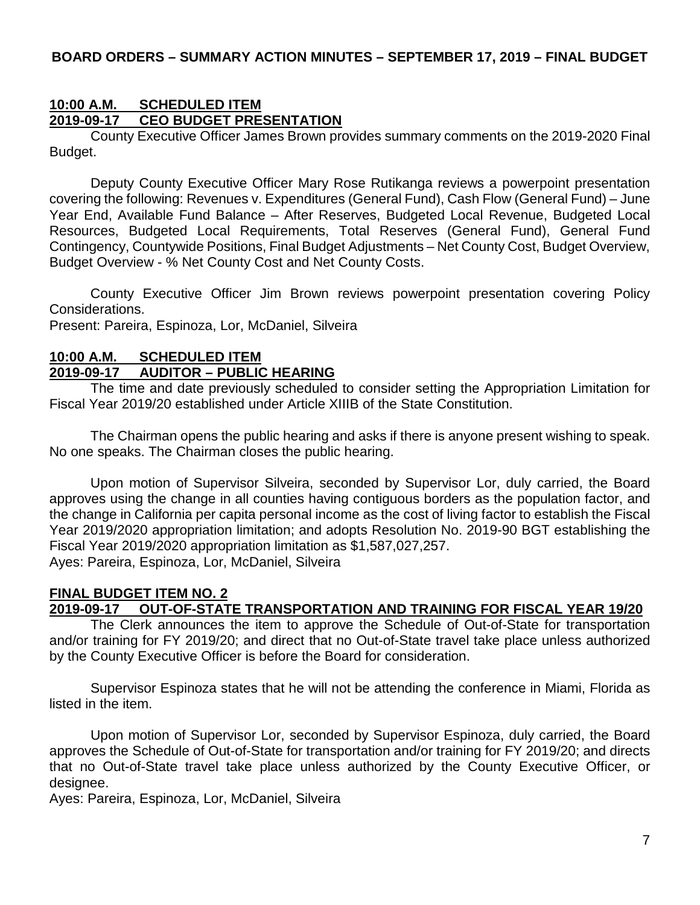**BOARD ORDERS – SUMMARY ACTION MINUTES – SEPTEMBER 17, 2019 – FINAL BUDGET**

**10:00 A.M. SCHEDULED ITEM**
**2019-09-17 CEO BUDGET PRESENTATION**

County Executive Officer James Brown provides summary comments on the 2019-2020 Final Budget.

Deputy County Executive Officer Mary Rose Rutikanga reviews a powerpoint presentation covering the following: Revenues v. Expenditures (General Fund), Cash Flow (General Fund) – June Year End, Available Fund Balance – After Reserves, Budgeted Local Revenue, Budgeted Local Resources, Budgeted Local Requirements, Total Reserves (General Fund), General Fund Contingency, Countywide Positions, Final Budget Adjustments – Net County Cost, Budget Overview, Budget Overview - % Net County Cost and Net County Costs.

County Executive Officer Jim Brown reviews powerpoint presentation covering Policy Considerations.
Present: Pareira, Espinoza, Lor, McDaniel, Silveira

**10:00 A.M. SCHEDULED ITEM**
**2019-09-17 AUDITOR – PUBLIC HEARING**

The time and date previously scheduled to consider setting the Appropriation Limitation for Fiscal Year 2019/20 established under Article XIIIB of the State Constitution.

The Chairman opens the public hearing and asks if there is anyone present wishing to speak. No one speaks. The Chairman closes the public hearing.

Upon motion of Supervisor Silveira, seconded by Supervisor Lor, duly carried, the Board approves using the change in all counties having contiguous borders as the population factor, and the change in California per capita personal income as the cost of living factor to establish the Fiscal Year 2019/2020 appropriation limitation; and adopts Resolution No. 2019-90 BGT establishing the Fiscal Year 2019/2020 appropriation limitation as $1,587,027,257.
Ayes: Pareira, Espinoza, Lor, McDaniel, Silveira

**FINAL BUDGET ITEM NO. 2**
**2019-09-17 OUT-OF-STATE TRANSPORTATION AND TRAINING FOR FISCAL YEAR 19/20**

The Clerk announces the item to approve the Schedule of Out-of-State for transportation and/or training for FY 2019/20; and direct that no Out-of-State travel take place unless authorized by the County Executive Officer is before the Board for consideration.

Supervisor Espinoza states that he will not be attending the conference in Miami, Florida as listed in the item.

Upon motion of Supervisor Lor, seconded by Supervisor Espinoza, duly carried, the Board approves the Schedule of Out-of-State for transportation and/or training for FY 2019/20; and directs that no Out-of-State travel take place unless authorized by the County Executive Officer, or designee.
Ayes: Pareira, Espinoza, Lor, McDaniel, Silveira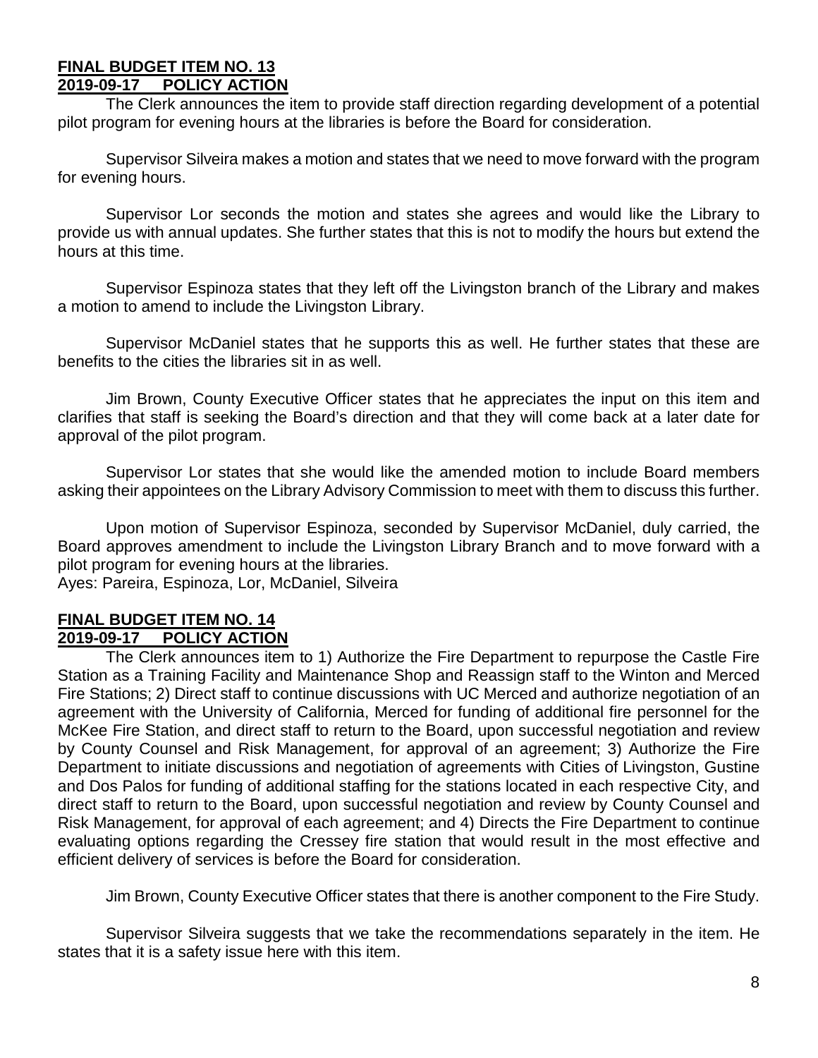**FINAL BUDGET ITEM NO. 13**
**2019-09-17 POLICY ACTION**

The Clerk announces the item to provide staff direction regarding development of a potential pilot program for evening hours at the libraries is before the Board for consideration.

Supervisor Silveira makes a motion and states that we need to move forward with the program for evening hours.

Supervisor Lor seconds the motion and states she agrees and would like the Library to provide us with annual updates. She further states that this is not to modify the hours but extend the hours at this time.

Supervisor Espinoza states that they left off the Livingston branch of the Library and makes a motion to amend to include the Livingston Library.

Supervisor McDaniel states that he supports this as well. He further states that these are benefits to the cities the libraries sit in as well.

Jim Brown, County Executive Officer states that he appreciates the input on this item and clarifies that staff is seeking the Board's direction and that they will come back at a later date for approval of the pilot program.

Supervisor Lor states that she would like the amended motion to include Board members asking their appointees on the Library Advisory Commission to meet with them to discuss this further.

Upon motion of Supervisor Espinoza, seconded by Supervisor McDaniel, duly carried, the Board approves amendment to include the Livingston Library Branch and to move forward with a pilot program for evening hours at the libraries.
Ayes: Pareira, Espinoza, Lor, McDaniel, Silveira

**FINAL BUDGET ITEM NO. 14**
**2019-09-17 POLICY ACTION**

The Clerk announces item to 1) Authorize the Fire Department to repurpose the Castle Fire Station as a Training Facility and Maintenance Shop and Reassign staff to the Winton and Merced Fire Stations; 2) Direct staff to continue discussions with UC Merced and authorize negotiation of an agreement with the University of California, Merced for funding of additional fire personnel for the McKee Fire Station, and direct staff to return to the Board, upon successful negotiation and review by County Counsel and Risk Management, for approval of an agreement; 3) Authorize the Fire Department to initiate discussions and negotiation of agreements with Cities of Livingston, Gustine and Dos Palos for funding of additional staffing for the stations located in each respective City, and direct staff to return to the Board, upon successful negotiation and review by County Counsel and Risk Management, for approval of each agreement; and 4) Directs the Fire Department to continue evaluating options regarding the Cressey fire station that would result in the most effective and efficient delivery of services is before the Board for consideration.

Jim Brown, County Executive Officer states that there is another component to the Fire Study.

Supervisor Silveira suggests that we take the recommendations separately in the item. He states that it is a safety issue here with this item.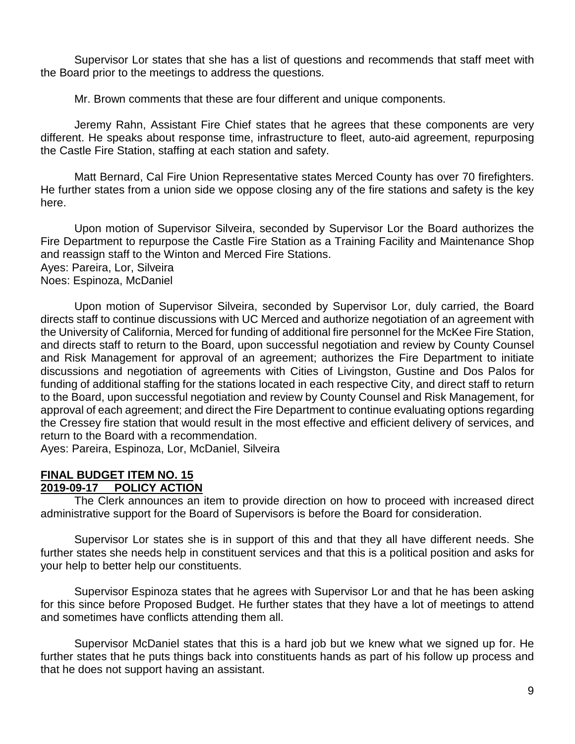Supervisor Lor states that she has a list of questions and recommends that staff meet with the Board prior to the meetings to address the questions.

Mr. Brown comments that these are four different and unique components.

Jeremy Rahn, Assistant Fire Chief states that he agrees that these components are very different. He speaks about response time, infrastructure to fleet, auto-aid agreement, repurposing the Castle Fire Station, staffing at each station and safety.

Matt Bernard, Cal Fire Union Representative states Merced County has over 70 firefighters. He further states from a union side we oppose closing any of the fire stations and safety is the key here.

Upon motion of Supervisor Silveira, seconded by Supervisor Lor the Board authorizes the Fire Department to repurpose the Castle Fire Station as a Training Facility and Maintenance Shop and reassign staff to the Winton and Merced Fire Stations.
Ayes: Pareira, Lor, Silveira
Noes: Espinoza, McDaniel

Upon motion of Supervisor Silveira, seconded by Supervisor Lor, duly carried, the Board directs staff to continue discussions with UC Merced and authorize negotiation of an agreement with the University of California, Merced for funding of additional fire personnel for the McKee Fire Station, and directs staff to return to the Board, upon successful negotiation and review by County Counsel and Risk Management for approval of an agreement; authorizes the Fire Department to initiate discussions and negotiation of agreements with Cities of Livingston, Gustine and Dos Palos for funding of additional staffing for the stations located in each respective City, and direct staff to return to the Board, upon successful negotiation and review by County Counsel and Risk Management, for approval of each agreement; and direct the Fire Department to continue evaluating options regarding the Cressey fire station that would result in the most effective and efficient delivery of services, and return to the Board with a recommendation.
Ayes: Pareira, Espinoza, Lor, McDaniel, Silveira

**FINAL BUDGET ITEM NO. 15**
**2019-09-17 POLICY ACTION**

The Clerk announces an item to provide direction on how to proceed with increased direct administrative support for the Board of Supervisors is before the Board for consideration.

Supervisor Lor states she is in support of this and that they all have different needs. She further states she needs help in constituent services and that this is a political position and asks for your help to better help our constituents.

Supervisor Espinoza states that he agrees with Supervisor Lor and that he has been asking for this since before Proposed Budget. He further states that they have a lot of meetings to attend and sometimes have conflicts attending them all.

Supervisor McDaniel states that this is a hard job but we knew what we signed up for. He further states that he puts things back into constituents hands as part of his follow up process and that he does not support having an assistant.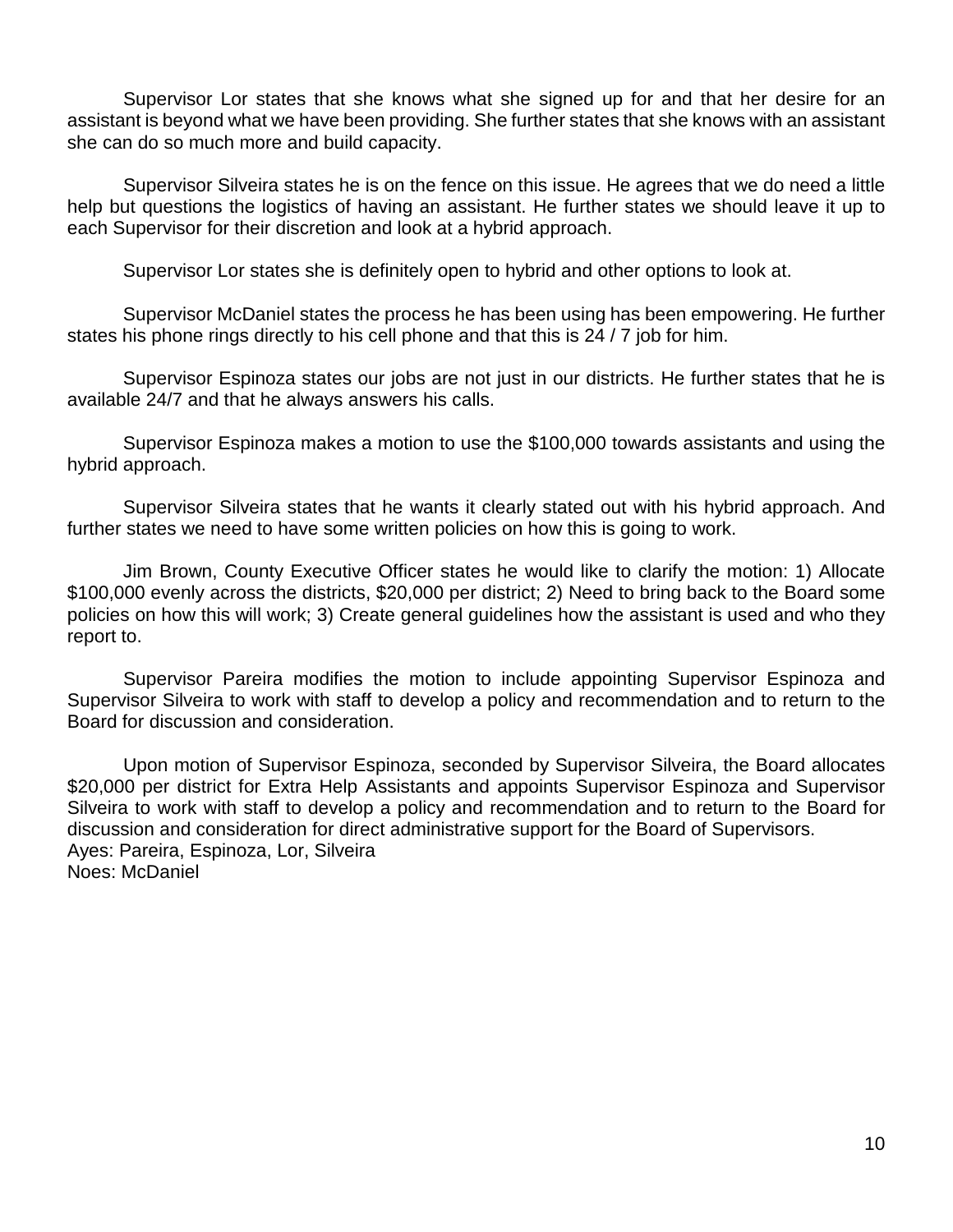Supervisor Lor states that she knows what she signed up for and that her desire for an assistant is beyond what we have been providing. She further states that she knows with an assistant she can do so much more and build capacity.

Supervisor Silveira states he is on the fence on this issue. He agrees that we do need a little help but questions the logistics of having an assistant. He further states we should leave it up to each Supervisor for their discretion and look at a hybrid approach.

Supervisor Lor states she is definitely open to hybrid and other options to look at.

Supervisor McDaniel states the process he has been using has been empowering. He further states his phone rings directly to his cell phone and that this is 24 / 7 job for him.

Supervisor Espinoza states our jobs are not just in our districts. He further states that he is available 24/7 and that he always answers his calls.

Supervisor Espinoza makes a motion to use the $100,000 towards assistants and using the hybrid approach.

Supervisor Silveira states that he wants it clearly stated out with his hybrid approach. And further states we need to have some written policies on how this is going to work.

Jim Brown, County Executive Officer states he would like to clarify the motion: 1) Allocate $100,000 evenly across the districts, $20,000 per district; 2) Need to bring back to the Board some policies on how this will work; 3) Create general guidelines how the assistant is used and who they report to.

Supervisor Pareira modifies the motion to include appointing Supervisor Espinoza and Supervisor Silveira to work with staff to develop a policy and recommendation and to return to the Board for discussion and consideration.

Upon motion of Supervisor Espinoza, seconded by Supervisor Silveira, the Board allocates $20,000 per district for Extra Help Assistants and appoints Supervisor Espinoza and Supervisor Silveira to work with staff to develop a policy and recommendation and to return to the Board for discussion and consideration for direct administrative support for the Board of Supervisors.
Ayes: Pareira, Espinoza, Lor, Silveira
Noes: McDaniel